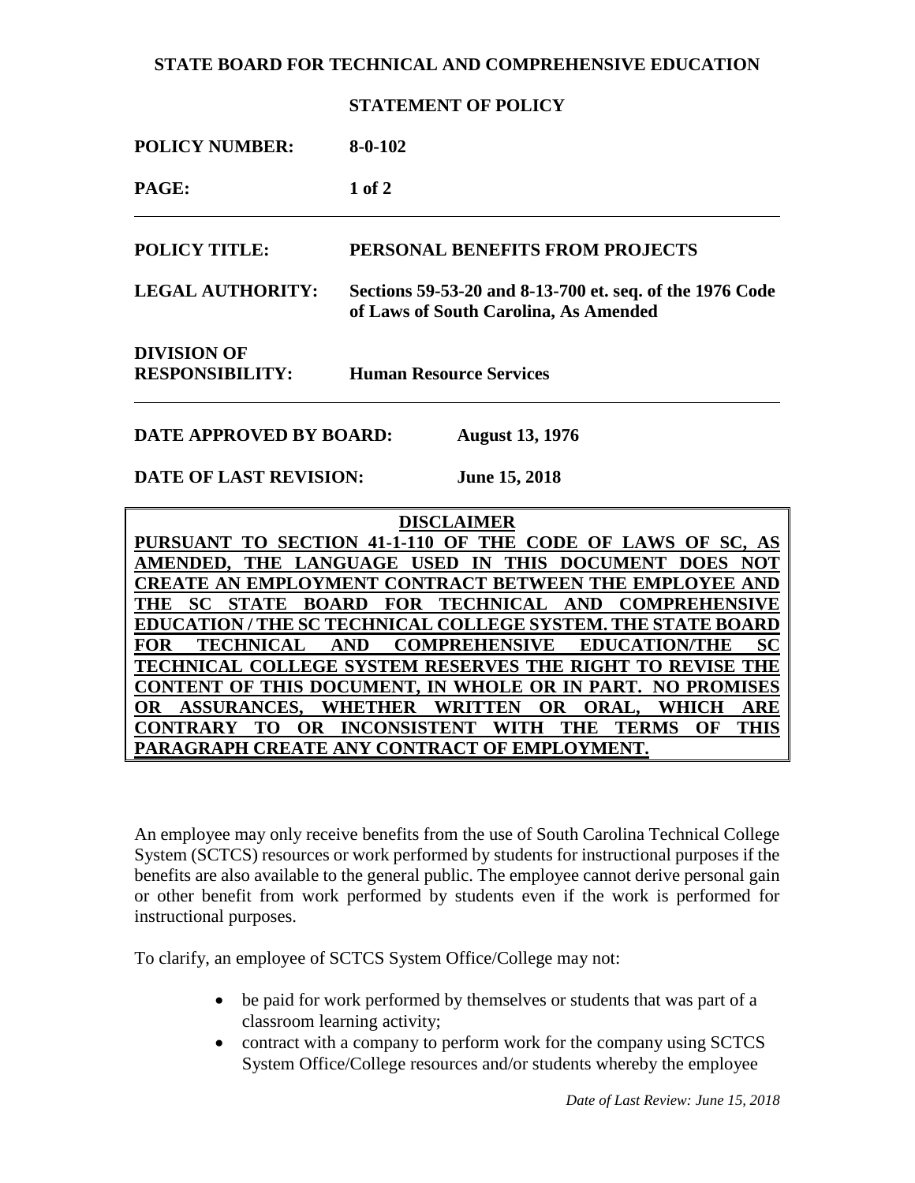**STATE BOARD FOR TECHNICAL AND COMPREHENSIVE EDUCATION**

**STATEMENT OF POLICY**

| | |
|---|---|
| **POLICY NUMBER:** | **8-0-102** |
| **PAGE:** | **1 of 2** |
| **POLICY TITLE:** | **PERSONAL BENEFITS FROM PROJECTS** |
| **LEGAL AUTHORITY:** | **Sections 59-53-20 and 8-13-700 et. seq. of the 1976 Code of Laws of South Carolina, As Amended** |
| **DIVISION OF RESPONSIBILITY:** | **Human Resource Services** |

**DATE APPROVED BY BOARD:** **August 13, 1976**

**DATE OF LAST REVISION:** **June 15, 2018**

> **DISCLAIMER**
>
> **PURSUANT TO SECTION 41-1-110 OF THE CODE OF LAWS OF SC, AS AMENDED, THE LANGUAGE USED IN THIS DOCUMENT DOES NOT CREATE AN EMPLOYMENT CONTRACT BETWEEN THE EMPLOYEE AND THE SC STATE BOARD FOR TECHNICAL AND COMPREHENSIVE EDUCATION / THE SC TECHNICAL COLLEGE SYSTEM. THE STATE BOARD FOR TECHNICAL AND COMPREHENSIVE EDUCATION/THE SC TECHNICAL COLLEGE SYSTEM RESERVES THE RIGHT TO REVISE THE CONTENT OF THIS DOCUMENT, IN WHOLE OR IN PART. NO PROMISES OR ASSURANCES, WHETHER WRITTEN OR ORAL, WHICH ARE CONTRARY TO OR INCONSISTENT WITH THE TERMS OF THIS PARAGRAPH CREATE ANY CONTRACT OF EMPLOYMENT.**

An employee may only receive benefits from the use of South Carolina Technical College System (SCTCS) resources or work performed by students for instructional purposes if the benefits are also available to the general public. The employee cannot derive personal gain or other benefit from work performed by students even if the work is performed for instructional purposes.

To clarify, an employee of SCTCS System Office/College may not:

- be paid for work performed by themselves or students that was part of a classroom learning activity;
- contract with a company to perform work for the company using SCTCS System Office/College resources and/or students whereby the employee

*Date of Last Review: June 15, 2018*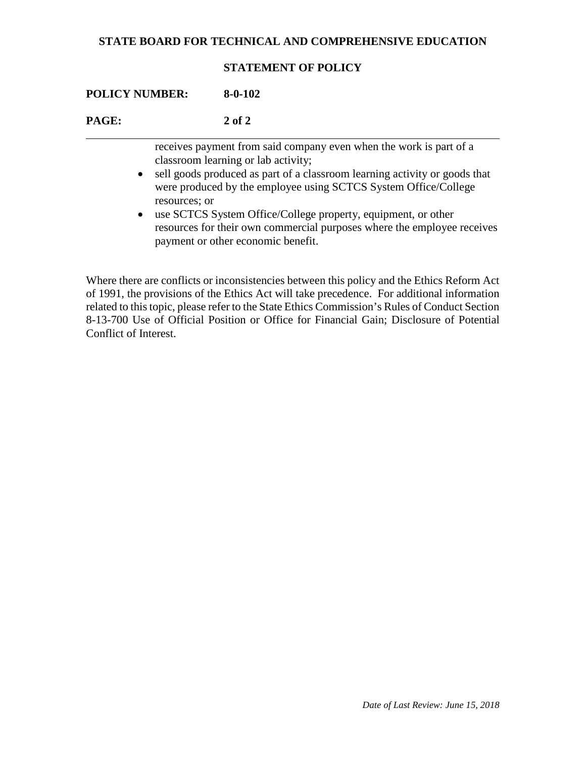receives payment from said company even when the work is part of a classroom learning or lab activity;

- sell goods produced as part of a classroom learning activity or goods that were produced by the employee using SCTCS System Office/College resources; or
- use SCTCS System Office/College property, equipment, or other resources for their own commercial purposes where the employee receives payment or other economic benefit.

Where there are conflicts or inconsistencies between this policy and the Ethics Reform Act of 1991, the provisions of the Ethics Act will take precedence. For additional information related to this topic, please refer to the State Ethics Commission's Rules of Conduct Section 8-13-700 Use of Official Position or Office for Financial Gain; Disclosure of Potential Conflict of Interest.

*Date of Last Review: June 15, 2018*